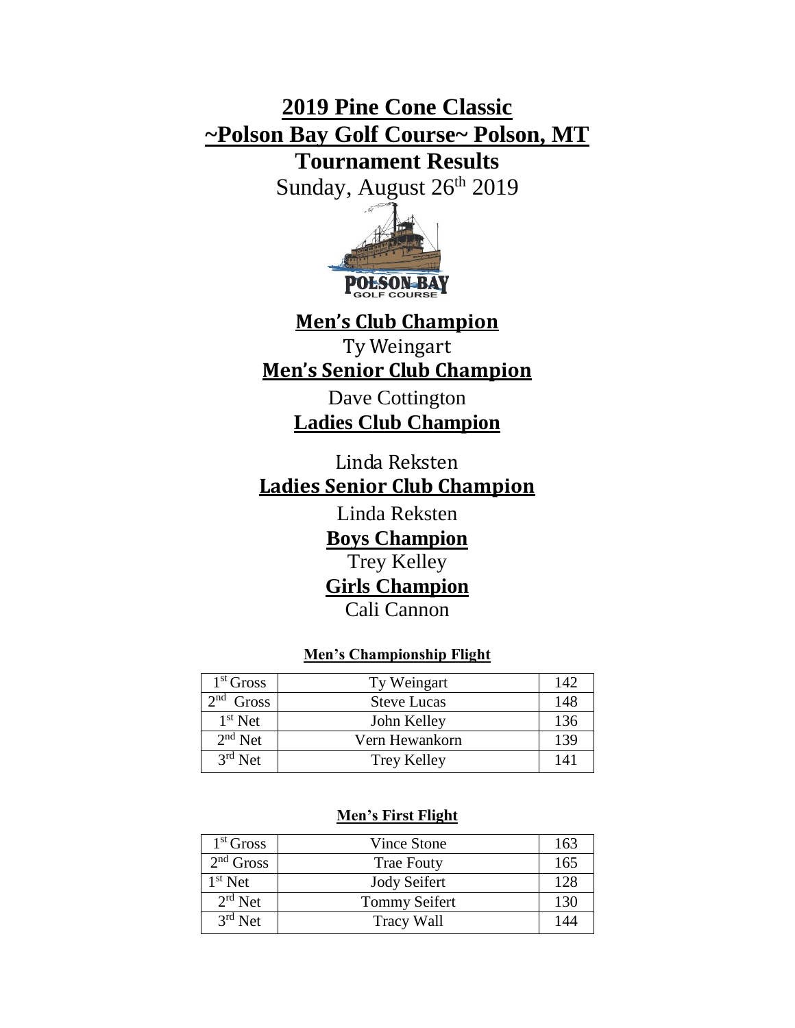# 2019 Pine Cone Classic

# ~Polson Bay Golf Course~ Polson, MT

## Tournament Results

Sunday, August 26th 2019

**Men's Club Champion**

Ty Weingart

**Men's Senior Club Champion**

Dave Cottington

**Ladies Club Champion**

Linda Reksten

**Ladies Senior Club Champion**

Linda Reksten

**Boys Champion**

Trey Kelley

**Girls Champion**

Cali Cannon

**Men's Championship Flight**

| | | |
|---|---|---|
| 1st Gross | Ty Weingart | 142 |
| 2nd Gross | Steve Lucas | 148 |
| 1st Net | John Kelley | 136 |
| 2nd Net | Vern Hewankorn | 139 |
| 3rd Net | Trey Kelley | 141 |

**Men's First Flight**

| | | |
|---|---|---|
| 1st Gross | Vince Stone | 163 |
| 2nd Gross | Trae Fouty | 165 |
| 1st Net | Jody Seifert | 128 |
| 2rd Net | Tommy Seifert | 130 |
| 3rd Net | Tracy Wall | 144 |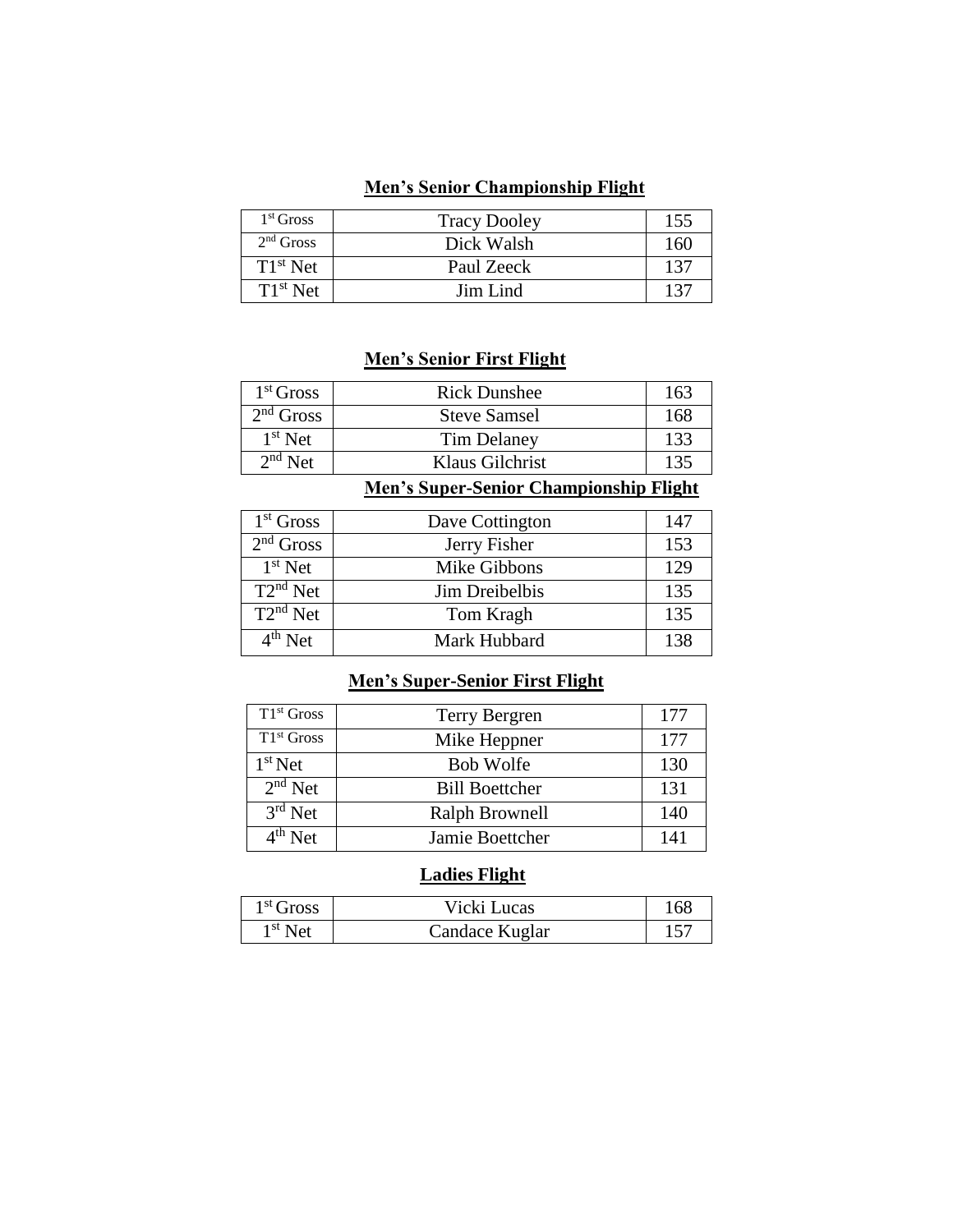## Men's Senior Championship Flight

| | | |
|---|---|---|
| 1st Gross | Tracy Dooley | 155 |
| 2nd Gross | Dick Walsh | 160 |
| T1st Net | Paul Zeeck | 137 |
| T1st Net | Jim Lind | 137 |

## Men's Senior First Flight

| | | |
|---|---|---|
| 1st Gross | Rick Dunshee | 163 |
| 2nd Gross | Steve Samsel | 168 |
| 1st Net | Tim Delaney | 133 |
| 2nd Net | Klaus Gilchrist | 135 |

## Men's Super-Senior Championship Flight

| | | |
|---|---|---|
| 1st Gross | Dave Cottington | 147 |
| 2nd Gross | Jerry Fisher | 153 |
| 1st Net | Mike Gibbons | 129 |
| T2nd Net | Jim Dreibelbis | 135 |
| T2nd Net | Tom Kragh | 135 |
| 4th Net | Mark Hubbard | 138 |

## Men's Super-Senior First Flight

| | | |
|---|---|---|
| T1st Gross | Terry Bergren | 177 |
| T1st Gross | Mike Heppner | 177 |
| 1st Net | Bob Wolfe | 130 |
| 2nd Net | Bill Boettcher | 131 |
| 3rd Net | Ralph Brownell | 140 |
| 4th Net | Jamie Boettcher | 141 |

## Ladies Flight

| | | |
|---|---|---|
| 1st Gross | Vicki Lucas | 168 |
| 1st Net | Candace Kuglar | 157 |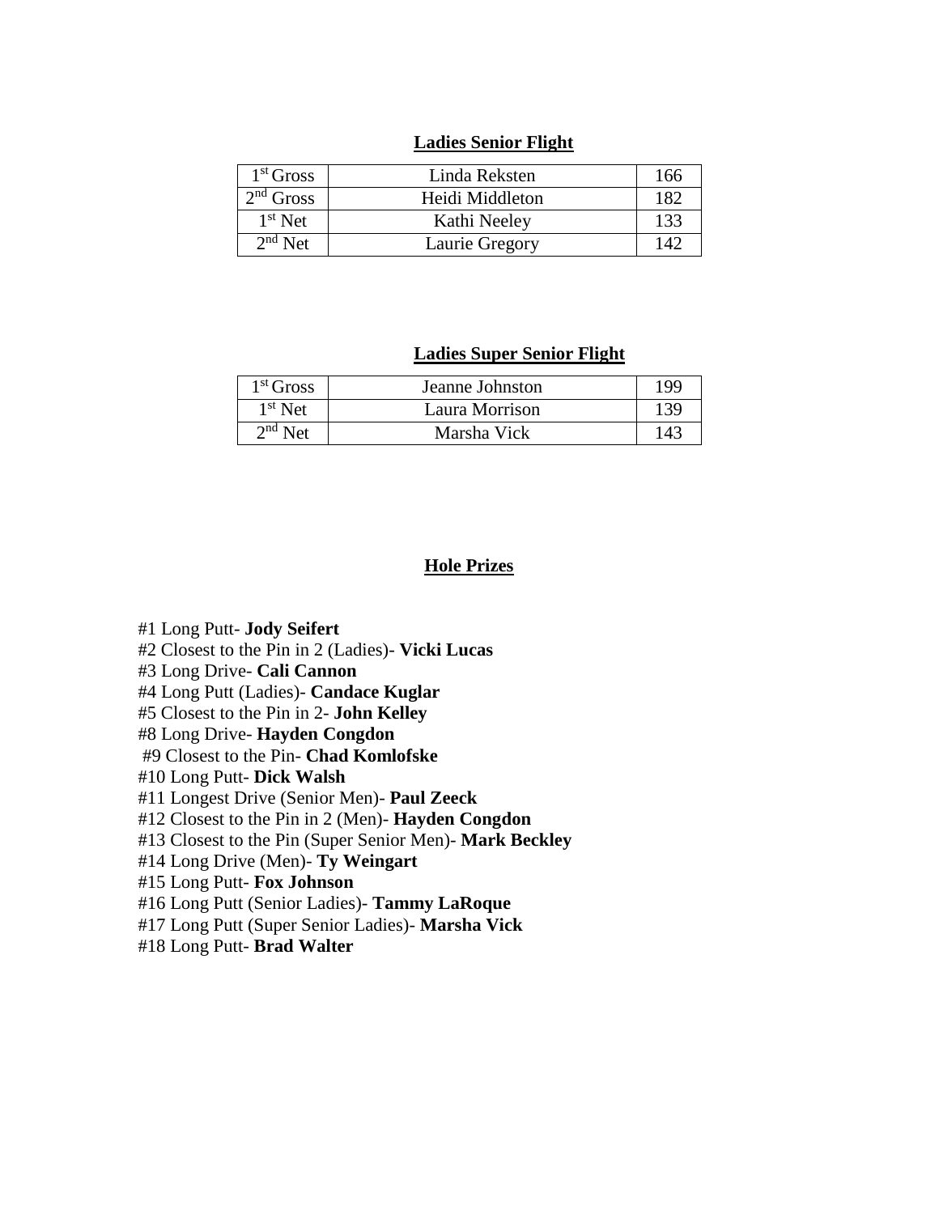**Ladies Senior Flight**

| | | |
|---|---|---|
| 1st Gross | Linda Reksten | 166 |
| 2nd Gross | Heidi Middleton | 182 |
| 1st Net | Kathi Neeley | 133 |
| 2nd Net | Laurie Gregory | 142 |

**Ladies Super Senior Flight**

| | | |
|---|---|---|
| 1st Gross | Jeanne Johnston | 199 |
| 1st Net | Laura Morrison | 139 |
| 2nd Net | Marsha Vick | 143 |

**Hole Prizes**

#1 Long Putt- **Jody Seifert**
#2 Closest to the Pin in 2 (Ladies)- **Vicki Lucas**
#3 Long Drive- **Cali Cannon**
#4 Long Putt (Ladies)- **Candace Kuglar**
#5 Closest to the Pin in 2- **John Kelley**
#8 Long Drive- **Hayden Congdon**
#9 Closest to the Pin- **Chad Komlofske**
#10 Long Putt- **Dick Walsh**
#11 Longest Drive (Senior Men)- **Paul Zeeck**
#12 Closest to the Pin in 2 (Men)- **Hayden Congdon**
#13 Closest to the Pin (Super Senior Men)- **Mark Beckley**
#14 Long Drive (Men)- **Ty Weingart**
#15 Long Putt- **Fox Johnson**
#16 Long Putt (Senior Ladies)- **Tammy LaRoque**
#17 Long Putt (Super Senior Ladies)- **Marsha Vick**
#18 Long Putt- **Brad Walter**